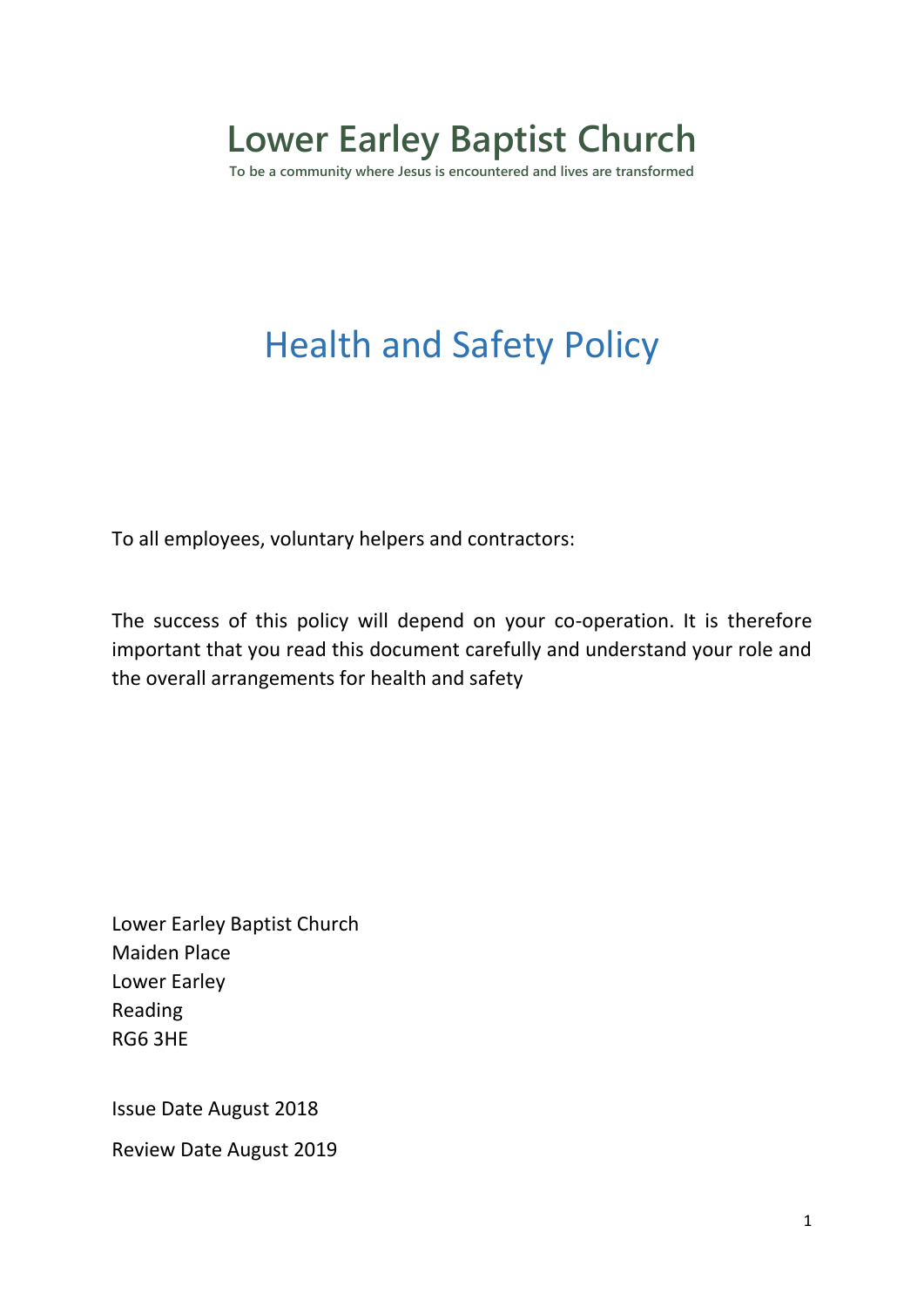# Lower Earley Baptist Church

To be a community where Jesus is encountered and lives are transformed

## Health and Safety Policy

To all employees, voluntary helpers and contractors:

The success of this policy will depend on your co-operation. It is therefore important that you read this document carefully and understand your role and the overall arrangements for health and safety

Lower Earley Baptist Church
Maiden Place
Lower Earley
Reading
RG6 3HE

Issue Date August 2018

Review Date August 2019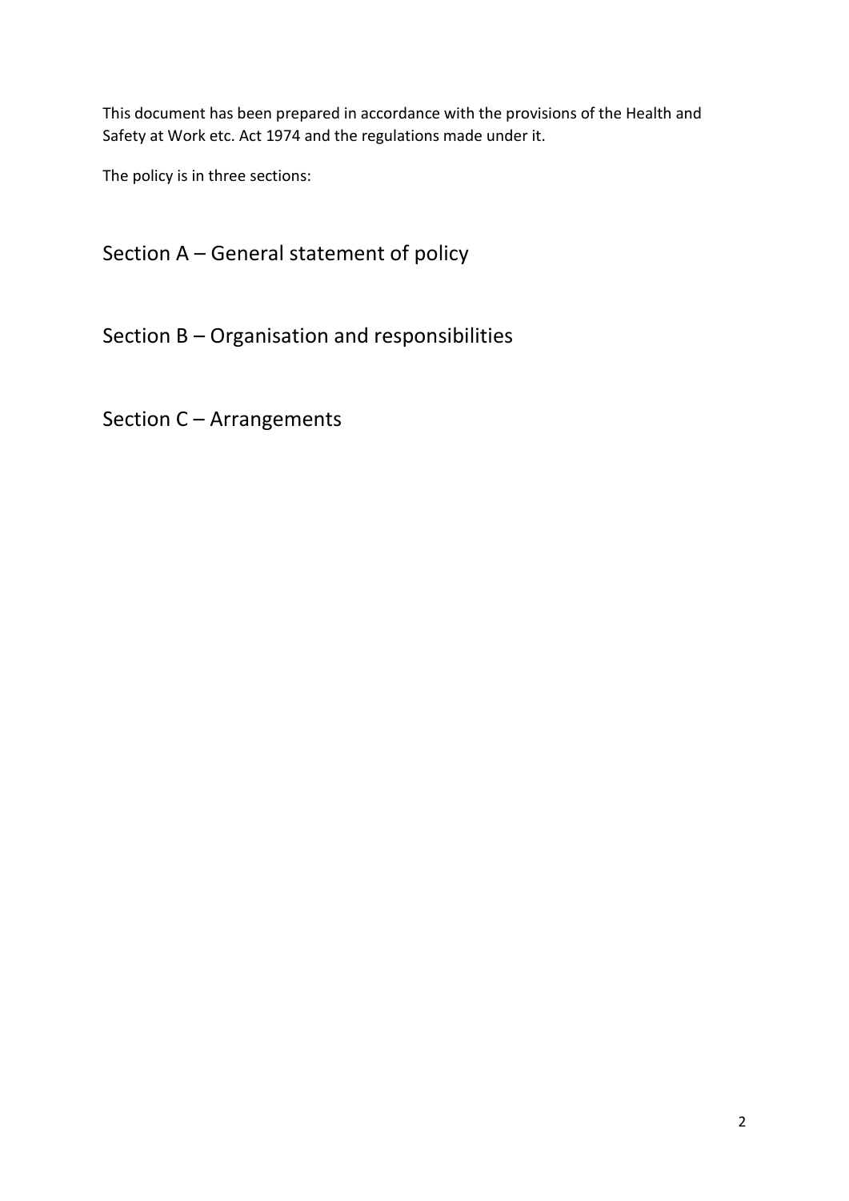This document has been prepared in accordance with the provisions of the Health and Safety at Work etc. Act 1974 and the regulations made under it.

The policy is in three sections:

## Section A – General statement of policy

## Section B – Organisation and responsibilities

## Section C – Arrangements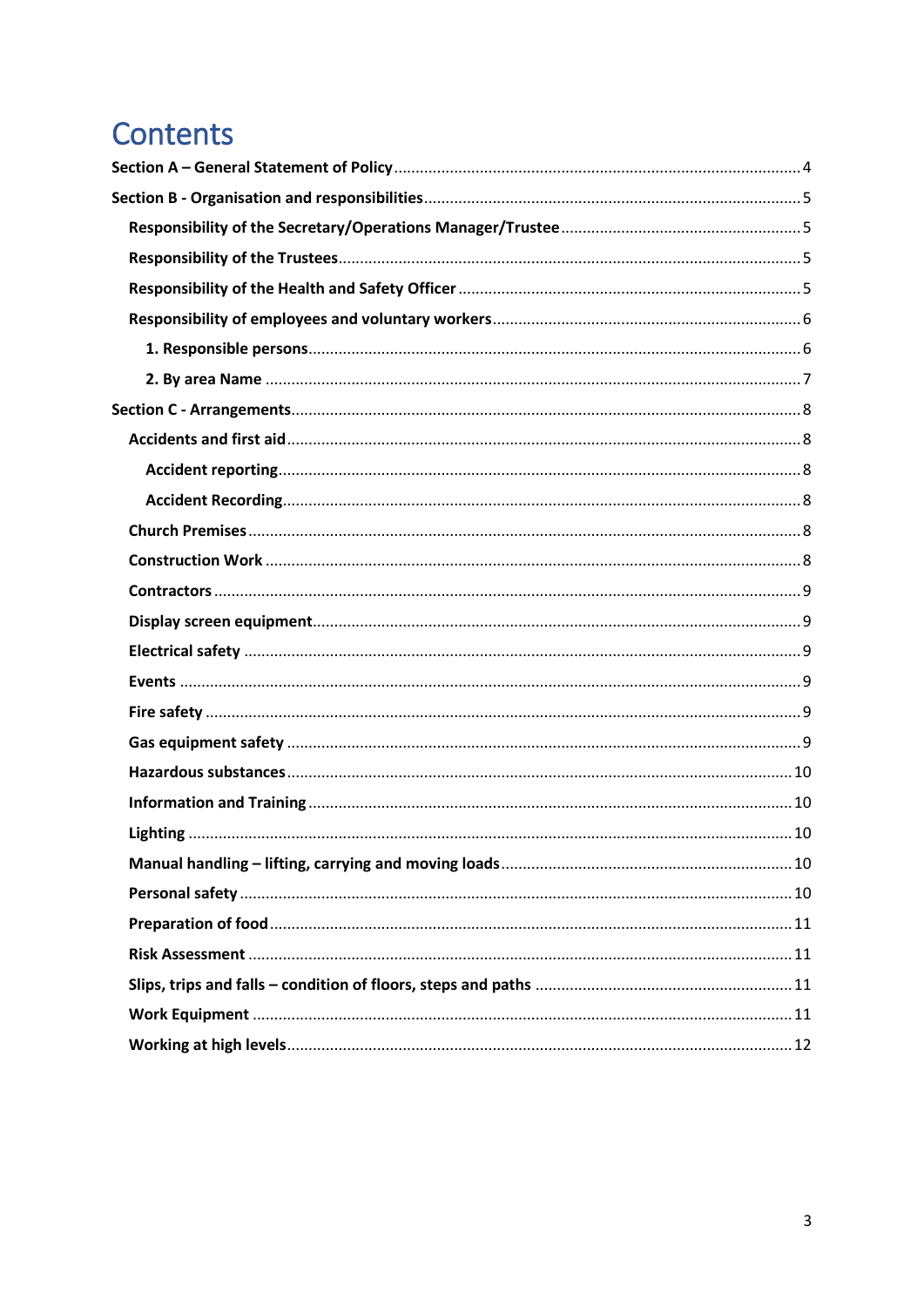# Contents

- Section A – General Statement of Policy ..... 4
- Section B - Organisation and responsibilities ..... 5
  - Responsibility of the Secretary/Operations Manager/Trustee ..... 5
  - Responsibility of the Trustees ..... 5
  - Responsibility of the Health and Safety Officer ..... 5
  - Responsibility of employees and voluntary workers ..... 6
    - 1. Responsible persons ..... 6
    - 2. By area Name ..... 7
- Section C - Arrangements ..... 8
  - Accidents and first aid ..... 8
    - Accident reporting ..... 8
    - Accident Recording ..... 8
  - Church Premises ..... 8
  - Construction Work ..... 8
  - Contractors ..... 9
  - Display screen equipment ..... 9
  - Electrical safety ..... 9
  - Events ..... 9
  - Fire safety ..... 9
  - Gas equipment safety ..... 9
  - Hazardous substances ..... 10
  - Information and Training ..... 10
  - Lighting ..... 10
  - Manual handling – lifting, carrying and moving loads ..... 10
  - Personal safety ..... 10
  - Preparation of food ..... 11
  - Risk Assessment ..... 11
  - Slips, trips and falls – condition of floors, steps and paths ..... 11
  - Work Equipment ..... 11
  - Working at high levels ..... 12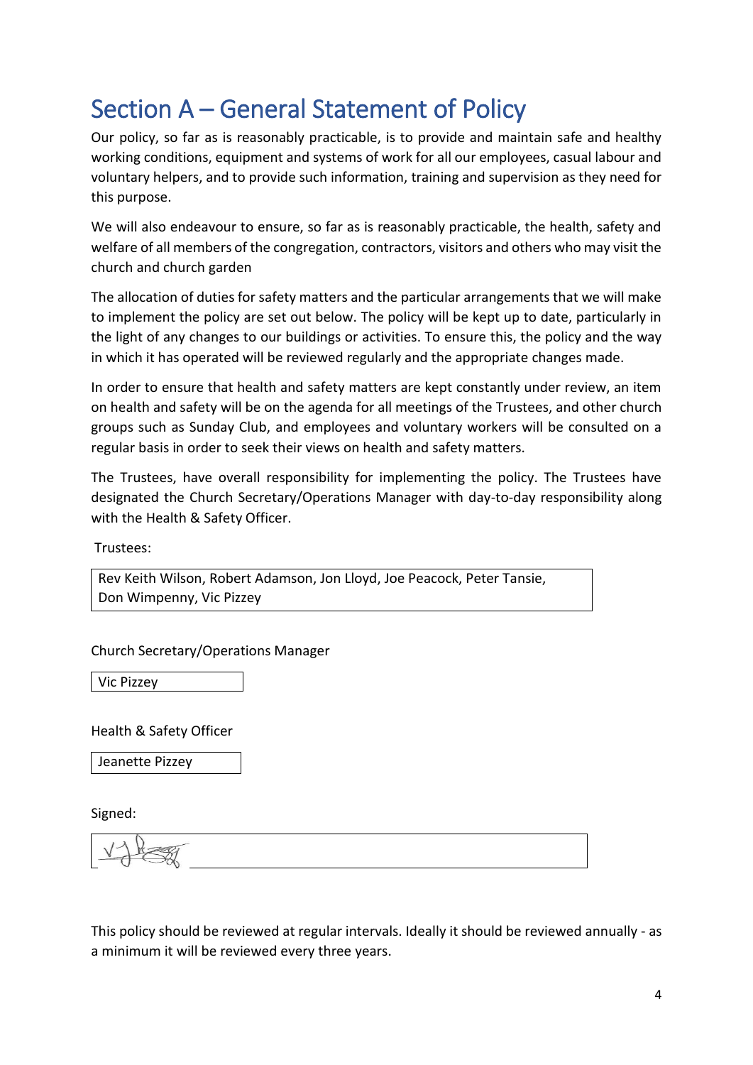# Section A – General Statement of Policy

Our policy, so far as is reasonably practicable, is to provide and maintain safe and healthy working conditions, equipment and systems of work for all our employees, casual labour and voluntary helpers, and to provide such information, training and supervision as they need for this purpose.

We will also endeavour to ensure, so far as is reasonably practicable, the health, safety and welfare of all members of the congregation, contractors, visitors and others who may visit the church and church garden

The allocation of duties for safety matters and the particular arrangements that we will make to implement the policy are set out below. The policy will be kept up to date, particularly in the light of any changes to our buildings or activities. To ensure this, the policy and the way in which it has operated will be reviewed regularly and the appropriate changes made.

In order to ensure that health and safety matters are kept constantly under review, an item on health and safety will be on the agenda for all meetings of the Trustees, and other church groups such as Sunday Club, and employees and voluntary workers will be consulted on a regular basis in order to seek their views on health and safety matters.

The Trustees, have overall responsibility for implementing the policy. The Trustees have designated the Church Secretary/Operations Manager with day-to-day responsibility along with the Health & Safety Officer.

Trustees:

Rev Keith Wilson, Robert Adamson, Jon Lloyd, Joe Peacock, Peter Tansie, Don Wimpenny, Vic Pizzey

Church Secretary/Operations Manager

Vic Pizzey

Health & Safety Officer

Jeanette Pizzey

Signed:

This policy should be reviewed at regular intervals. Ideally it should be reviewed annually - as a minimum it will be reviewed every three years.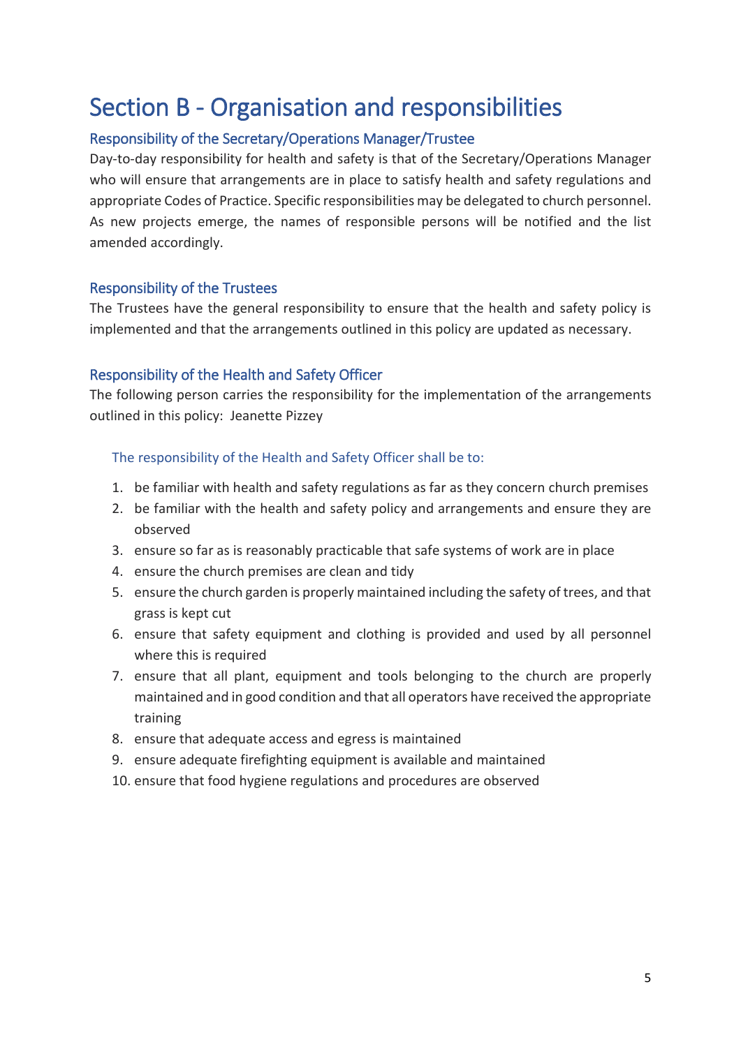# Section B - Organisation and responsibilities

## Responsibility of the Secretary/Operations Manager/Trustee

Day-to-day responsibility for health and safety is that of the Secretary/Operations Manager who will ensure that arrangements are in place to satisfy health and safety regulations and appropriate Codes of Practice. Specific responsibilities may be delegated to church personnel. As new projects emerge, the names of responsible persons will be notified and the list amended accordingly.

## Responsibility of the Trustees

The Trustees have the general responsibility to ensure that the health and safety policy is implemented and that the arrangements outlined in this policy are updated as necessary.

## Responsibility of the Health and Safety Officer

The following person carries the responsibility for the implementation of the arrangements outlined in this policy: Jeanette Pizzey

### The responsibility of the Health and Safety Officer shall be to:

1. be familiar with health and safety regulations as far as they concern church premises
2. be familiar with the health and safety policy and arrangements and ensure they are observed
3. ensure so far as is reasonably practicable that safe systems of work are in place
4. ensure the church premises are clean and tidy
5. ensure the church garden is properly maintained including the safety of trees, and that grass is kept cut
6. ensure that safety equipment and clothing is provided and used by all personnel where this is required
7. ensure that all plant, equipment and tools belonging to the church are properly maintained and in good condition and that all operators have received the appropriate training
8. ensure that adequate access and egress is maintained
9. ensure adequate firefighting equipment is available and maintained
10. ensure that food hygiene regulations and procedures are observed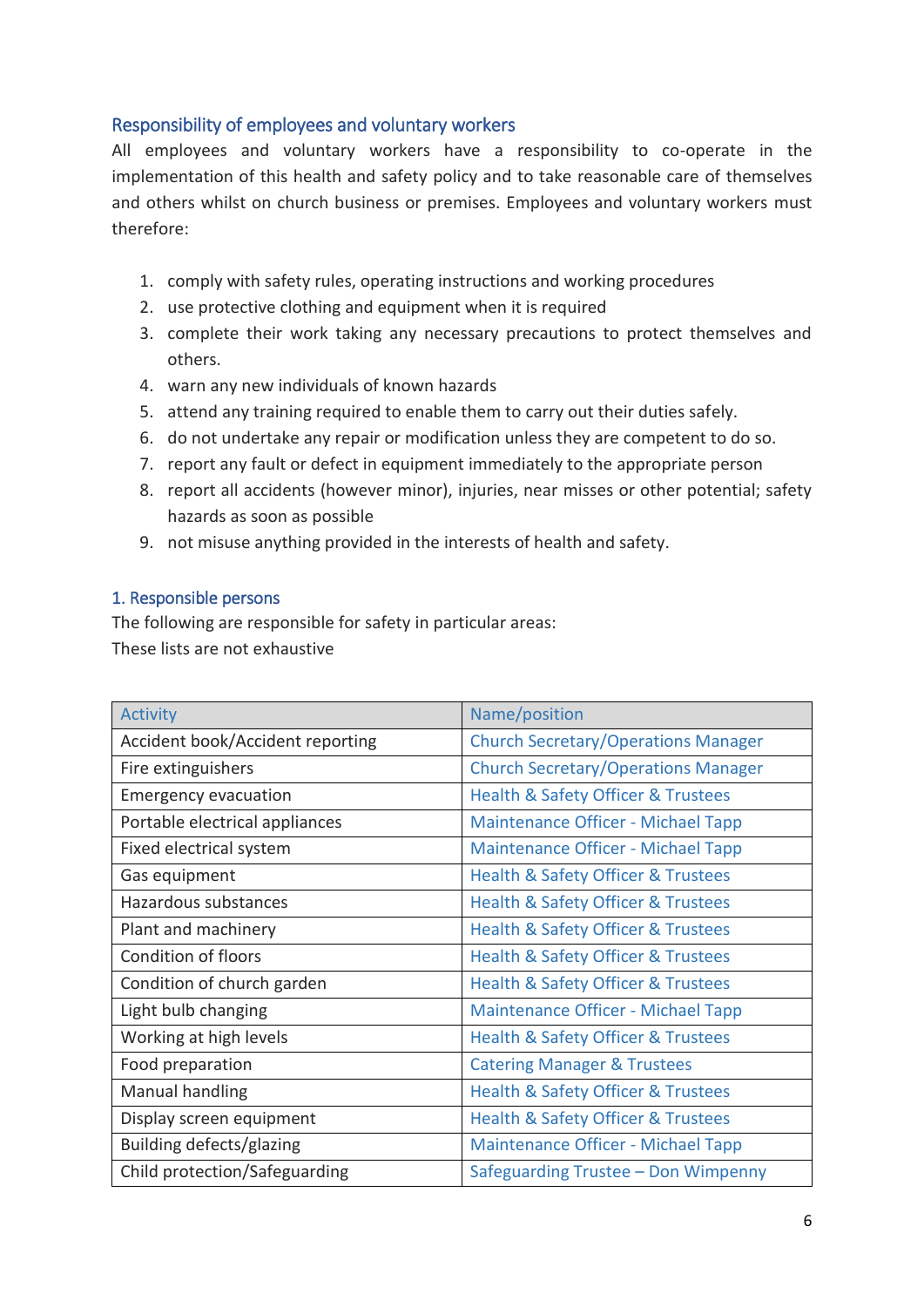## Responsibility of employees and voluntary workers

All employees and voluntary workers have a responsibility to co-operate in the implementation of this health and safety policy and to take reasonable care of themselves and others whilst on church business or premises. Employees and voluntary workers must therefore:

1. comply with safety rules, operating instructions and working procedures
2. use protective clothing and equipment when it is required
3. complete their work taking any necessary precautions to protect themselves and others.
4. warn any new individuals of known hazards
5. attend any training required to enable them to carry out their duties safely.
6. do not undertake any repair or modification unless they are competent to do so.
7. report any fault or defect in equipment immediately to the appropriate person
8. report all accidents (however minor), injuries, near misses or other potential; safety hazards as soon as possible
9. not misuse anything provided in the interests of health and safety.

## 1. Responsible persons

The following are responsible for safety in particular areas:
These lists are not exhaustive

| Activity | Name/position |
|---|---|
| Accident book/Accident reporting | Church Secretary/Operations Manager |
| Fire extinguishers | Church Secretary/Operations Manager |
| Emergency evacuation | Health & Safety Officer & Trustees |
| Portable electrical appliances | Maintenance Officer - Michael Tapp |
| Fixed electrical system | Maintenance Officer - Michael Tapp |
| Gas equipment | Health & Safety Officer & Trustees |
| Hazardous substances | Health & Safety Officer & Trustees |
| Plant and machinery | Health & Safety Officer & Trustees |
| Condition of floors | Health & Safety Officer & Trustees |
| Condition of church garden | Health & Safety Officer & Trustees |
| Light bulb changing | Maintenance Officer - Michael Tapp |
| Working at high levels | Health & Safety Officer & Trustees |
| Food preparation | Catering Manager & Trustees |
| Manual handling | Health & Safety Officer & Trustees |
| Display screen equipment | Health & Safety Officer & Trustees |
| Building defects/glazing | Maintenance Officer - Michael Tapp |
| Child protection/Safeguarding | Safeguarding Trustee – Don Wimpenny |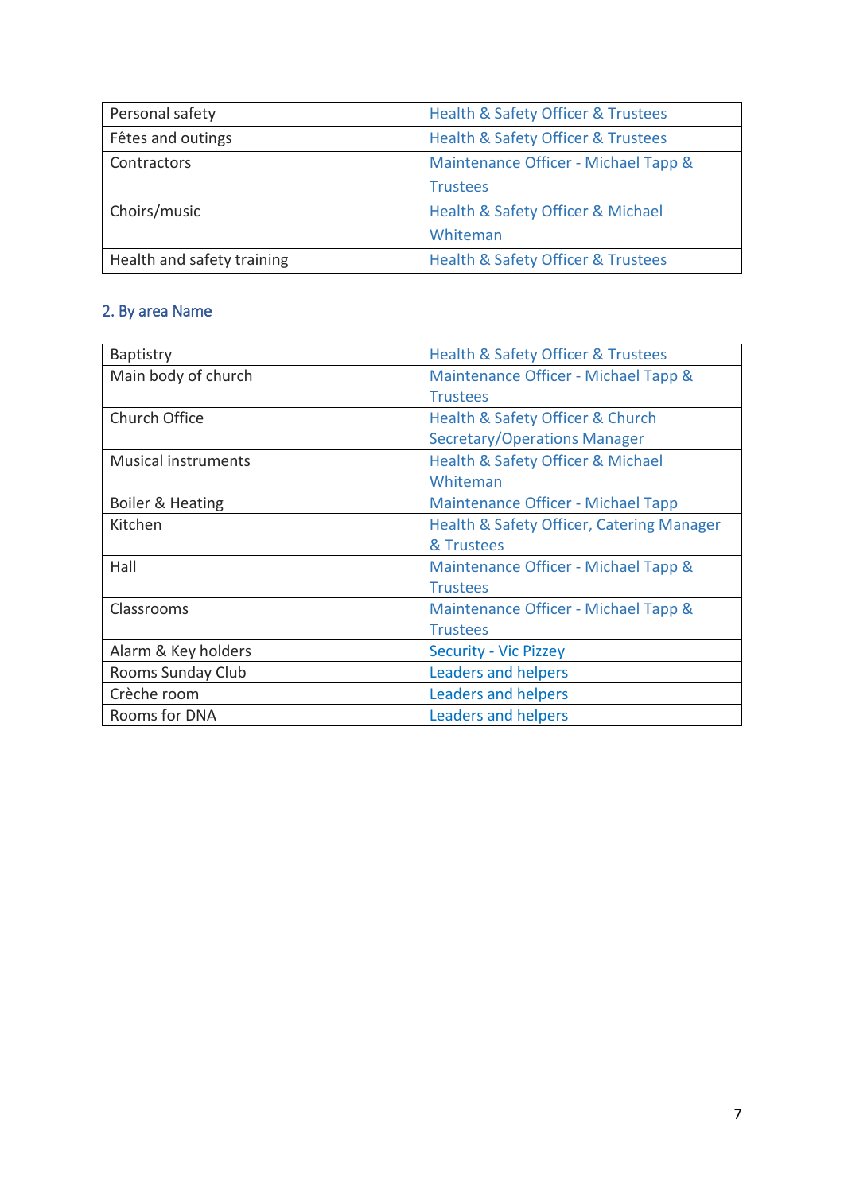| | |
|---|---|
| Personal safety | Health & Safety Officer & Trustees |
| Fêtes and outings | Health & Safety Officer & Trustees |
| Contractors | Maintenance Officer - Michael Tapp & Trustees |
| Choirs/music | Health & Safety Officer & Michael Whiteman |
| Health and safety training | Health & Safety Officer & Trustees |

## 2. By area Name

| | |
|---|---|
| Baptistry | Health & Safety Officer & Trustees |
| Main body of church | Maintenance Officer - Michael Tapp & Trustees |
| Church Office | Health & Safety Officer & Church Secretary/Operations Manager |
| Musical instruments | Health & Safety Officer & Michael Whiteman |
| Boiler & Heating | Maintenance Officer - Michael Tapp |
| Kitchen | Health & Safety Officer, Catering Manager & Trustees |
| Hall | Maintenance Officer - Michael Tapp & Trustees |
| Classrooms | Maintenance Officer - Michael Tapp & Trustees |
| Alarm & Key holders | Security - Vic Pizzey |
| Rooms Sunday Club | Leaders and helpers |
| Crèche room | Leaders and helpers |
| Rooms for DNA | Leaders and helpers |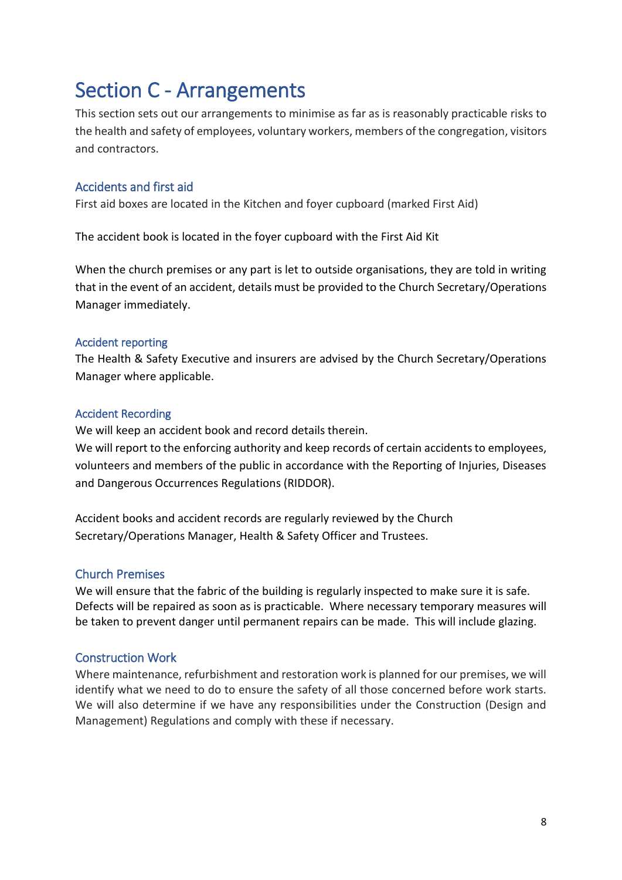# Section C - Arrangements

This section sets out our arrangements to minimise as far as is reasonably practicable risks to the health and safety of employees, voluntary workers, members of the congregation, visitors and contractors.

## Accidents and first aid

First aid boxes are located in the Kitchen and foyer cupboard (marked First Aid)

The accident book is located in the foyer cupboard with the First Aid Kit

When the church premises or any part is let to outside organisations, they are told in writing that in the event of an accident, details must be provided to the Church Secretary/Operations Manager immediately.

## Accident reporting

The Health & Safety Executive and insurers are advised by the Church Secretary/Operations Manager where applicable.

## Accident Recording

We will keep an accident book and record details therein.
We will report to the enforcing authority and keep records of certain accidents to employees, volunteers and members of the public in accordance with the Reporting of Injuries, Diseases and Dangerous Occurrences Regulations (RIDDOR).

Accident books and accident records are regularly reviewed by the Church Secretary/Operations Manager, Health & Safety Officer and Trustees.

## Church Premises

We will ensure that the fabric of the building is regularly inspected to make sure it is safe. Defects will be repaired as soon as is practicable. Where necessary temporary measures will be taken to prevent danger until permanent repairs can be made. This will include glazing.

## Construction Work

Where maintenance, refurbishment and restoration work is planned for our premises, we will identify what we need to do to ensure the safety of all those concerned before work starts. We will also determine if we have any responsibilities under the Construction (Design and Management) Regulations and comply with these if necessary.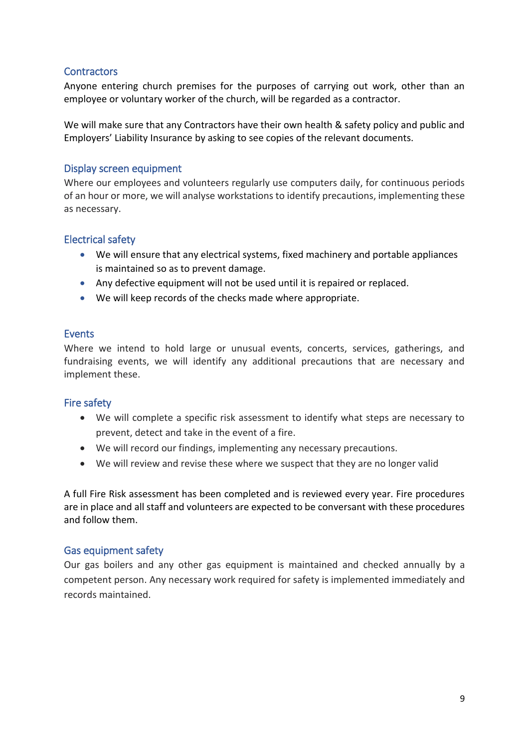## Contractors

Anyone entering church premises for the purposes of carrying out work, other than an employee or voluntary worker of the church, will be regarded as a contractor.

We will make sure that any Contractors have their own health & safety policy and public and Employers' Liability Insurance by asking to see copies of the relevant documents.

## Display screen equipment

Where our employees and volunteers regularly use computers daily, for continuous periods of an hour or more, we will analyse workstations to identify precautions, implementing these as necessary.

## Electrical safety

- We will ensure that any electrical systems, fixed machinery and portable appliances is maintained so as to prevent damage.
- Any defective equipment will not be used until it is repaired or replaced.
- We will keep records of the checks made where appropriate.

## Events

Where we intend to hold large or unusual events, concerts, services, gatherings, and fundraising events, we will identify any additional precautions that are necessary and implement these.

## Fire safety

- We will complete a specific risk assessment to identify what steps are necessary to prevent, detect and take in the event of a fire.
- We will record our findings, implementing any necessary precautions.
- We will review and revise these where we suspect that they are no longer valid

A full Fire Risk assessment has been completed and is reviewed every year. Fire procedures are in place and all staff and volunteers are expected to be conversant with these procedures and follow them.

## Gas equipment safety

Our gas boilers and any other gas equipment is maintained and checked annually by a competent person. Any necessary work required for safety is implemented immediately and records maintained.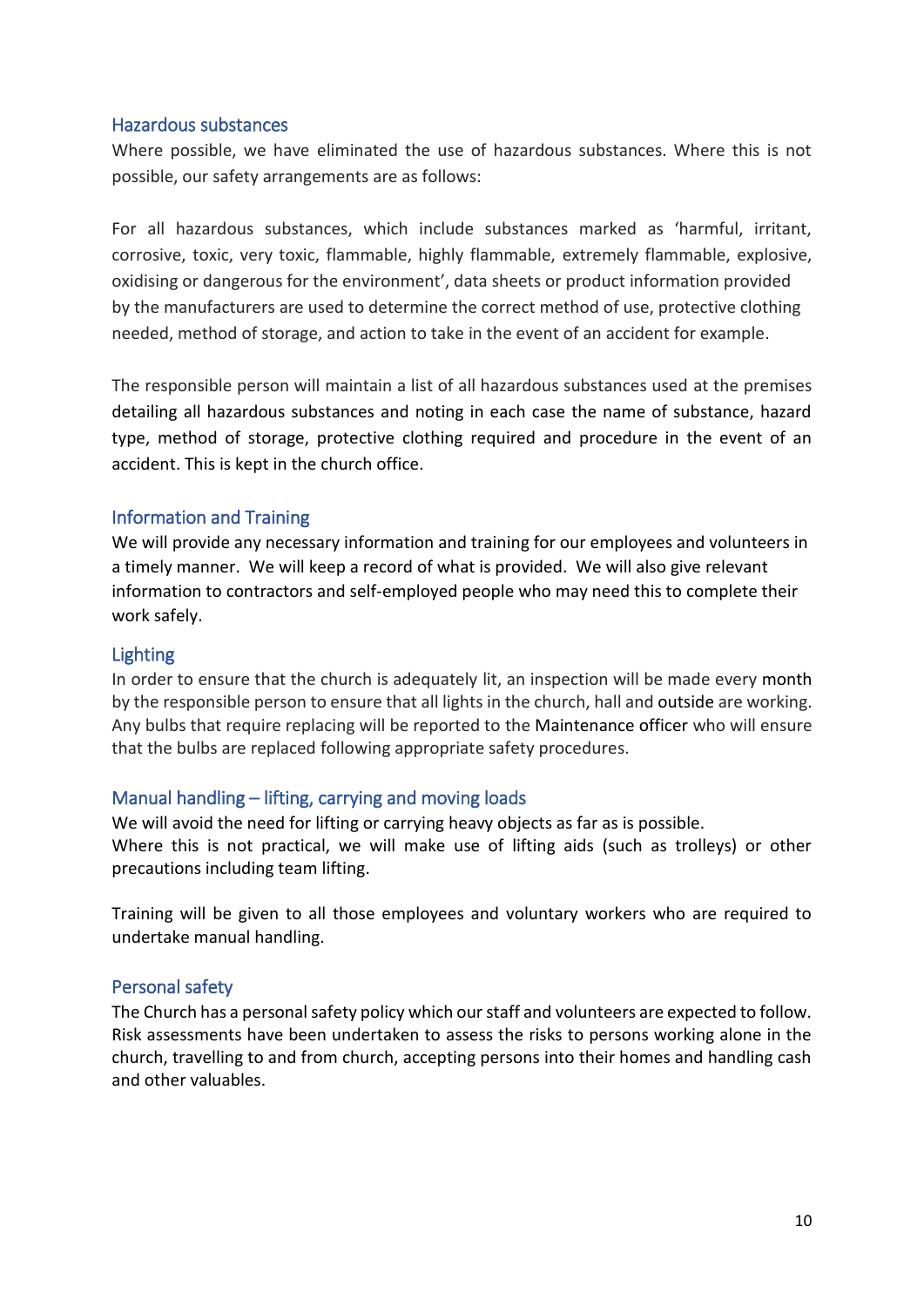## Hazardous substances

Where possible, we have eliminated the use of hazardous substances. Where this is not possible, our safety arrangements are as follows:

For all hazardous substances, which include substances marked as 'harmful, irritant, corrosive, toxic, very toxic, flammable, highly flammable, extremely flammable, explosive, oxidising or dangerous for the environment', data sheets or product information provided by the manufacturers are used to determine the correct method of use, protective clothing needed, method of storage, and action to take in the event of an accident for example.

The responsible person will maintain a list of all hazardous substances used at the premises detailing all hazardous substances and noting in each case the name of substance, hazard type, method of storage, protective clothing required and procedure in the event of an accident. This is kept in the church office.

## Information and Training

We will provide any necessary information and training for our employees and volunteers in a timely manner. We will keep a record of what is provided. We will also give relevant information to contractors and self-employed people who may need this to complete their work safely.

## Lighting

In order to ensure that the church is adequately lit, an inspection will be made every month by the responsible person to ensure that all lights in the church, hall and outside are working. Any bulbs that require replacing will be reported to the Maintenance officer who will ensure that the bulbs are replaced following appropriate safety procedures.

## Manual handling – lifting, carrying and moving loads

We will avoid the need for lifting or carrying heavy objects as far as is possible.
Where this is not practical, we will make use of lifting aids (such as trolleys) or other precautions including team lifting.

Training will be given to all those employees and voluntary workers who are required to undertake manual handling.

## Personal safety

The Church has a personal safety policy which our staff and volunteers are expected to follow. Risk assessments have been undertaken to assess the risks to persons working alone in the church, travelling to and from church, accepting persons into their homes and handling cash and other valuables.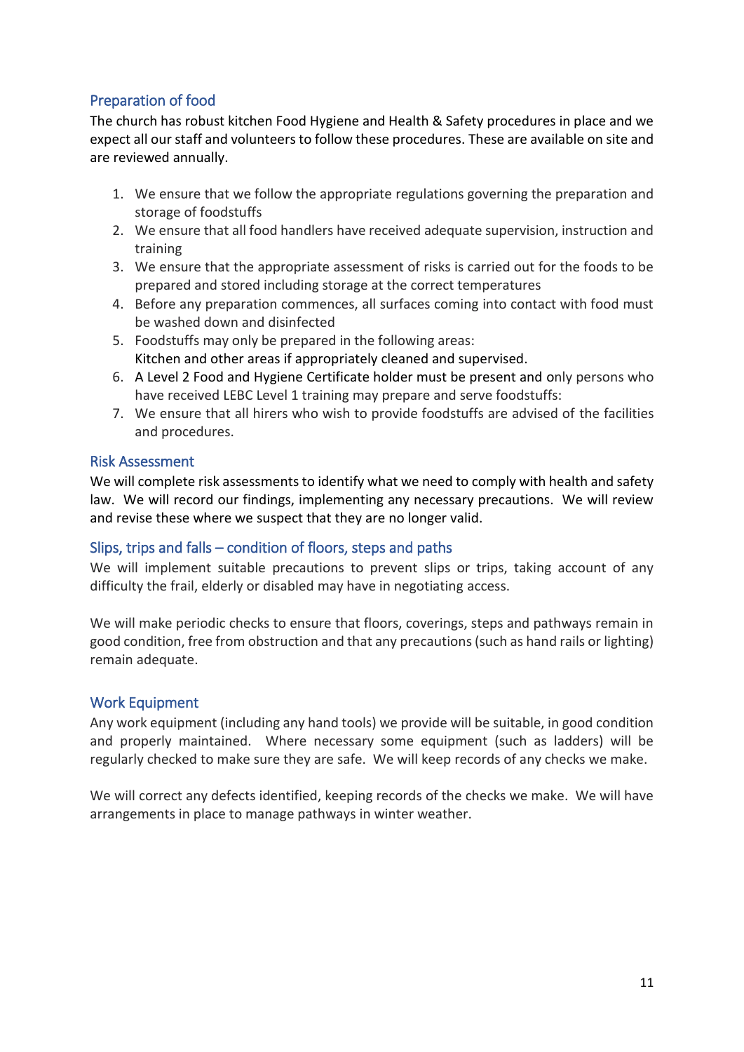## Preparation of food

The church has robust kitchen Food Hygiene and Health & Safety procedures in place and we expect all our staff and volunteers to follow these procedures. These are available on site and are reviewed annually.

1. We ensure that we follow the appropriate regulations governing the preparation and storage of foodstuffs
2. We ensure that all food handlers have received adequate supervision, instruction and training
3. We ensure that the appropriate assessment of risks is carried out for the foods to be prepared and stored including storage at the correct temperatures
4. Before any preparation commences, all surfaces coming into contact with food must be washed down and disinfected
5. Foodstuffs may only be prepared in the following areas:
   Kitchen and other areas if appropriately cleaned and supervised.
6. A Level 2 Food and Hygiene Certificate holder must be present and only persons who have received LEBC Level 1 training may prepare and serve foodstuffs:
7. We ensure that all hirers who wish to provide foodstuffs are advised of the facilities and procedures.

## Risk Assessment

We will complete risk assessments to identify what we need to comply with health and safety law. We will record our findings, implementing any necessary precautions. We will review and revise these where we suspect that they are no longer valid.

## Slips, trips and falls – condition of floors, steps and paths

We will implement suitable precautions to prevent slips or trips, taking account of any difficulty the frail, elderly or disabled may have in negotiating access.

We will make periodic checks to ensure that floors, coverings, steps and pathways remain in good condition, free from obstruction and that any precautions (such as hand rails or lighting) remain adequate.

## Work Equipment

Any work equipment (including any hand tools) we provide will be suitable, in good condition and properly maintained. Where necessary some equipment (such as ladders) will be regularly checked to make sure they are safe. We will keep records of any checks we make.

We will correct any defects identified, keeping records of the checks we make. We will have arrangements in place to manage pathways in winter weather.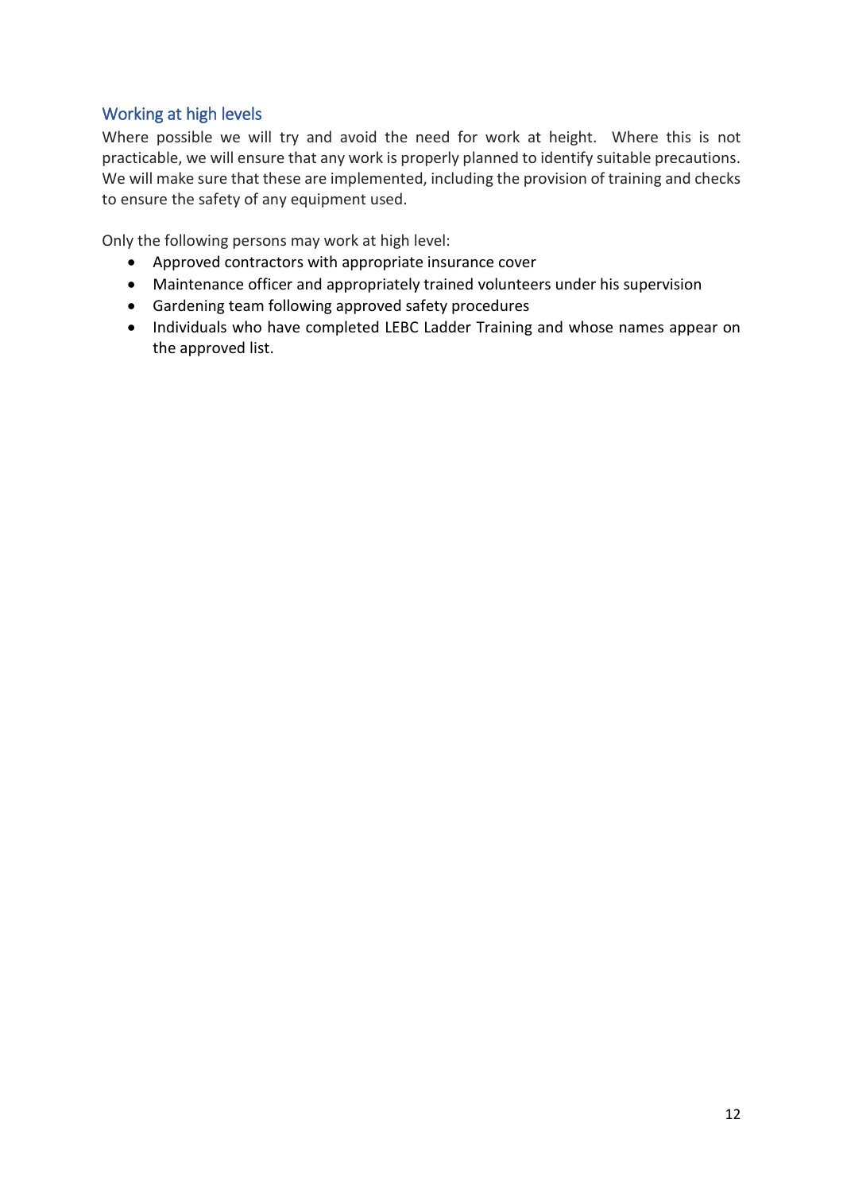## Working at high levels

Where possible we will try and avoid the need for work at height. Where this is not practicable, we will ensure that any work is properly planned to identify suitable precautions. We will make sure that these are implemented, including the provision of training and checks to ensure the safety of any equipment used.

Only the following persons may work at high level:

- Approved contractors with appropriate insurance cover
- Maintenance officer and appropriately trained volunteers under his supervision
- Gardening team following approved safety procedures
- Individuals who have completed LEBC Ladder Training and whose names appear on the approved list.